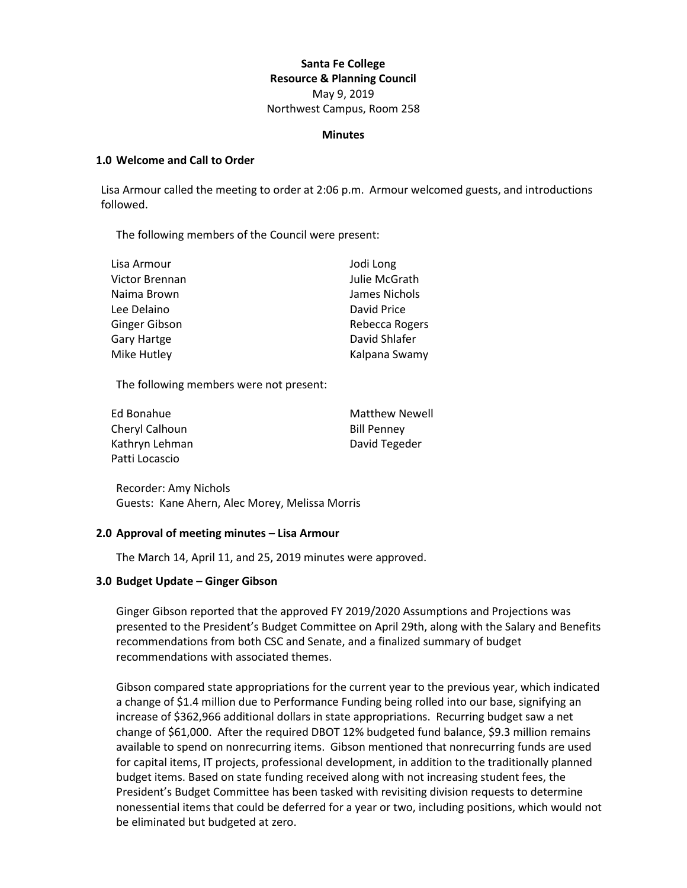**Santa Fe College**
**Resource & Planning Council**
May 9, 2019
Northwest Campus, Room 258

**Minutes**

## 1.0 Welcome and Call to Order

Lisa Armour called the meeting to order at 2:06 p.m. Armour welcomed guests, and introductions followed.

The following members of the Council were present:

| | |
|---|---|
| Lisa Armour | Jodi Long |
| Victor Brennan | Julie McGrath |
| Naima Brown | James Nichols |
| Lee Delaino | David Price |
| Ginger Gibson | Rebecca Rogers |
| Gary Hartge | David Shlafer |
| Mike Hutley | Kalpana Swamy |

The following members were not present:

| | |
|---|---|
| Ed Bonahue | Matthew Newell |
| Cheryl Calhoun | Bill Penney |
| Kathryn Lehman | David Tegeder |
| Patti Locascio | |

Recorder: Amy Nichols
Guests: Kane Ahern, Alec Morey, Melissa Morris

## 2.0 Approval of meeting minutes – Lisa Armour

The March 14, April 11, and 25, 2019 minutes were approved.

## 3.0 Budget Update – Ginger Gibson

Ginger Gibson reported that the approved FY 2019/2020 Assumptions and Projections was presented to the President's Budget Committee on April 29th, along with the Salary and Benefits recommendations from both CSC and Senate, and a finalized summary of budget recommendations with associated themes.

Gibson compared state appropriations for the current year to the previous year, which indicated a change of $1.4 million due to Performance Funding being rolled into our base, signifying an increase of $362,966 additional dollars in state appropriations. Recurring budget saw a net change of $61,000. After the required DBOT 12% budgeted fund balance, $9.3 million remains available to spend on nonrecurring items. Gibson mentioned that nonrecurring funds are used for capital items, IT projects, professional development, in addition to the traditionally planned budget items. Based on state funding received along with not increasing student fees, the President's Budget Committee has been tasked with revisiting division requests to determine nonessential items that could be deferred for a year or two, including positions, which would not be eliminated but budgeted at zero.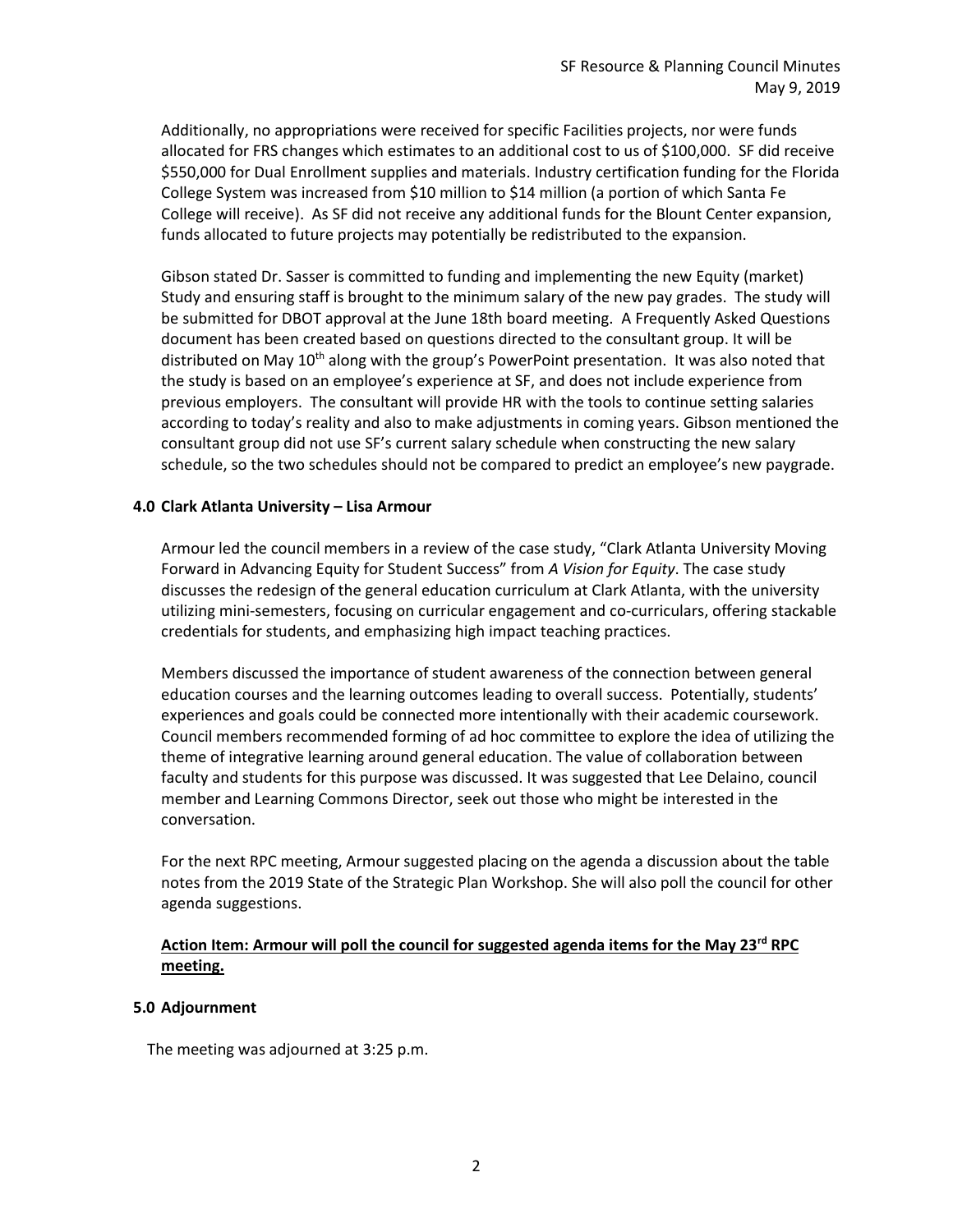Additionally, no appropriations were received for specific Facilities projects, nor were funds allocated for FRS changes which estimates to an additional cost to us of $100,000. SF did receive $550,000 for Dual Enrollment supplies and materials. Industry certification funding for the Florida College System was increased from $10 million to $14 million (a portion of which Santa Fe College will receive). As SF did not receive any additional funds for the Blount Center expansion, funds allocated to future projects may potentially be redistributed to the expansion.

Gibson stated Dr. Sasser is committed to funding and implementing the new Equity (market) Study and ensuring staff is brought to the minimum salary of the new pay grades. The study will be submitted for DBOT approval at the June 18th board meeting. A Frequently Asked Questions document has been created based on questions directed to the consultant group. It will be distributed on May 10th along with the group's PowerPoint presentation. It was also noted that the study is based on an employee's experience at SF, and does not include experience from previous employers. The consultant will provide HR with the tools to continue setting salaries according to today's reality and also to make adjustments in coming years. Gibson mentioned the consultant group did not use SF's current salary schedule when constructing the new salary schedule, so the two schedules should not be compared to predict an employee's new paygrade.

**4.0 Clark Atlanta University – Lisa Armour**

Armour led the council members in a review of the case study, "Clark Atlanta University Moving Forward in Advancing Equity for Student Success" from *A Vision for Equity*. The case study discusses the redesign of the general education curriculum at Clark Atlanta, with the university utilizing mini-semesters, focusing on curricular engagement and co-curriculars, offering stackable credentials for students, and emphasizing high impact teaching practices.

Members discussed the importance of student awareness of the connection between general education courses and the learning outcomes leading to overall success. Potentially, students' experiences and goals could be connected more intentionally with their academic coursework. Council members recommended forming of ad hoc committee to explore the idea of utilizing the theme of integrative learning around general education. The value of collaboration between faculty and students for this purpose was discussed. It was suggested that Lee Delaino, council member and Learning Commons Director, seek out those who might be interested in the conversation.

For the next RPC meeting, Armour suggested placing on the agenda a discussion about the table notes from the 2019 State of the Strategic Plan Workshop. She will also poll the council for other agenda suggestions.

**Action Item: Armour will poll the council for suggested agenda items for the May 23rd RPC meeting.**

**5.0 Adjournment**

The meeting was adjourned at 3:25 p.m.